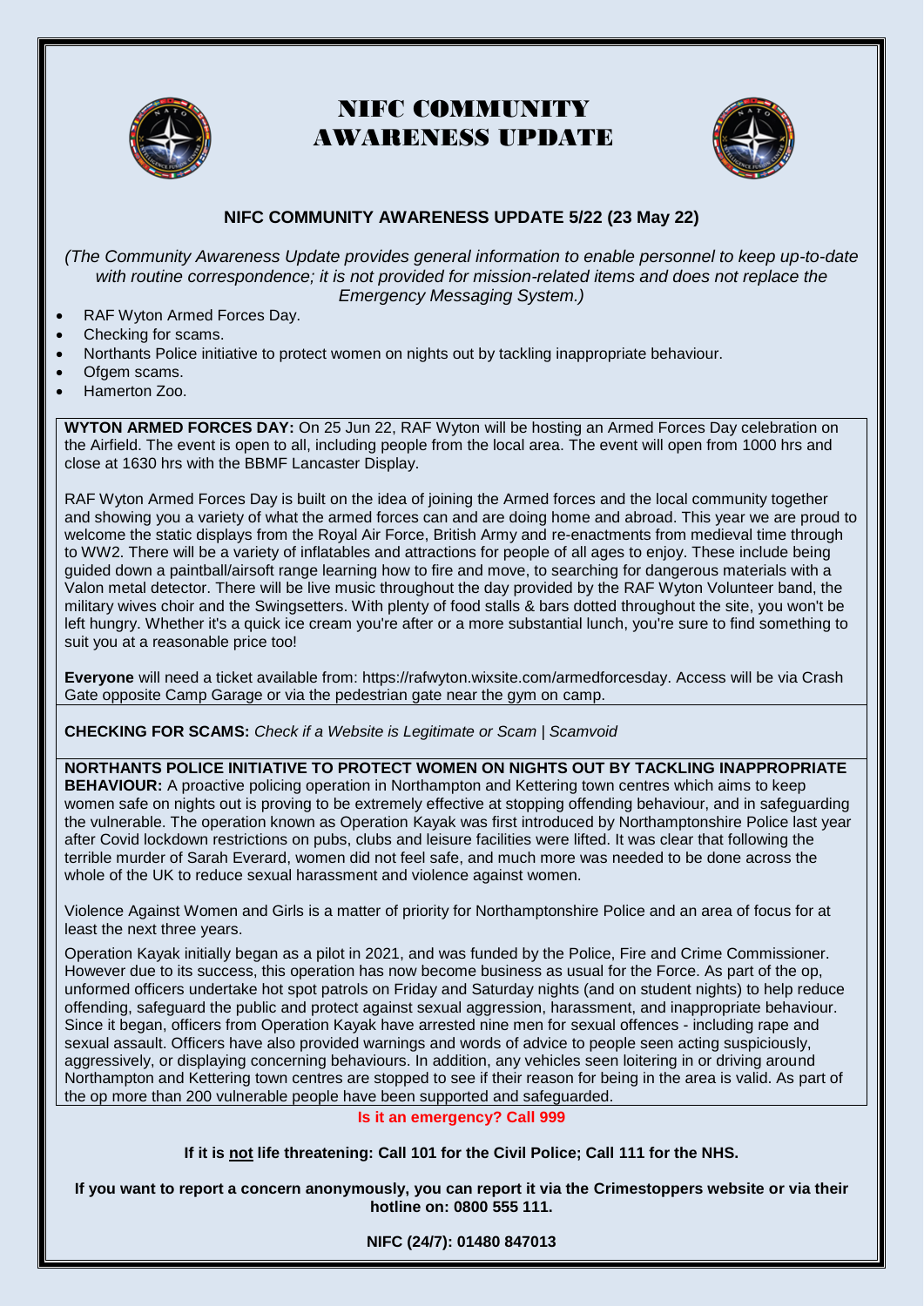# NIFC COMMUNITY AWARENESS UPDATE

## NIFC COMMUNITY AWARENESS UPDATE 5/22 (23 May 22)

*(The Community Awareness Update provides general information to enable personnel to keep up-to-date with routine correspondence; it is not provided for mission-related items and does not replace the Emergency Messaging System.)*

- RAF Wyton Armed Forces Day.
- Checking for scams.
- Northants Police initiative to protect women on nights out by tackling inappropriate behaviour.
- Ofgem scams.
- Hamerton Zoo.

**WYTON ARMED FORCES DAY:** On 25 Jun 22, RAF Wyton will be hosting an Armed Forces Day celebration on the Airfield. The event is open to all, including people from the local area. The event will open from 1000 hrs and close at 1630 hrs with the BBMF Lancaster Display.

RAF Wyton Armed Forces Day is built on the idea of joining the Armed forces and the local community together and showing you a variety of what the armed forces can and are doing home and abroad. This year we are proud to welcome the static displays from the Royal Air Force, British Army and re-enactments from medieval time through to WW2. There will be a variety of inflatables and attractions for people of all ages to enjoy. These include being guided down a paintball/airsoft range learning how to fire and move, to searching for dangerous materials with a Valon metal detector. There will be live music throughout the day provided by the RAF Wyton Volunteer band, the military wives choir and the Swingsetters. With plenty of food stalls & bars dotted throughout the site, you won't be left hungry. Whether it's a quick ice cream you're after or a more substantial lunch, you're sure to find something to suit you at a reasonable price too!

**Everyone** will need a ticket available from: https://rafwyton.wixsite.com/armedforcesday. Access will be via Crash Gate opposite Camp Garage or via the pedestrian gate near the gym on camp.

**CHECKING FOR SCAMS:** *Check if a Website is Legitimate or Scam | Scamvoid*

**NORTHANTS POLICE INITIATIVE TO PROTECT WOMEN ON NIGHTS OUT BY TACKLING INAPPROPRIATE BEHAVIOUR:** A proactive policing operation in Northampton and Kettering town centres which aims to keep women safe on nights out is proving to be extremely effective at stopping offending behaviour, and in safeguarding the vulnerable. The operation known as Operation Kayak was first introduced by Northamptonshire Police last year after Covid lockdown restrictions on pubs, clubs and leisure facilities were lifted. It was clear that following the terrible murder of Sarah Everard, women did not feel safe, and much more was needed to be done across the whole of the UK to reduce sexual harassment and violence against women.

Violence Against Women and Girls is a matter of priority for Northamptonshire Police and an area of focus for at least the next three years.

Operation Kayak initially began as a pilot in 2021, and was funded by the Police, Fire and Crime Commissioner. However due to its success, this operation has now become business as usual for the Force. As part of the op, unformed officers undertake hot spot patrols on Friday and Saturday nights (and on student nights) to help reduce offending, safeguard the public and protect against sexual aggression, harassment, and inappropriate behaviour. Since it began, officers from Operation Kayak have arrested nine men for sexual offences - including rape and sexual assault. Officers have also provided warnings and words of advice to people seen acting suspiciously, aggressively, or displaying concerning behaviours. In addition, any vehicles seen loitering in or driving around Northampton and Kettering town centres are stopped to see if their reason for being in the area is valid. As part of the op more than 200 vulnerable people have been supported and safeguarded.

**Is it an emergency? Call 999**

**If it is not life threatening: Call 101 for the Civil Police; Call 111 for the NHS.**

**If you want to report a concern anonymously, you can report it via the Crimestoppers website or via their hotline on: 0800 555 111.**

**NIFC (24/7): 01480 847013**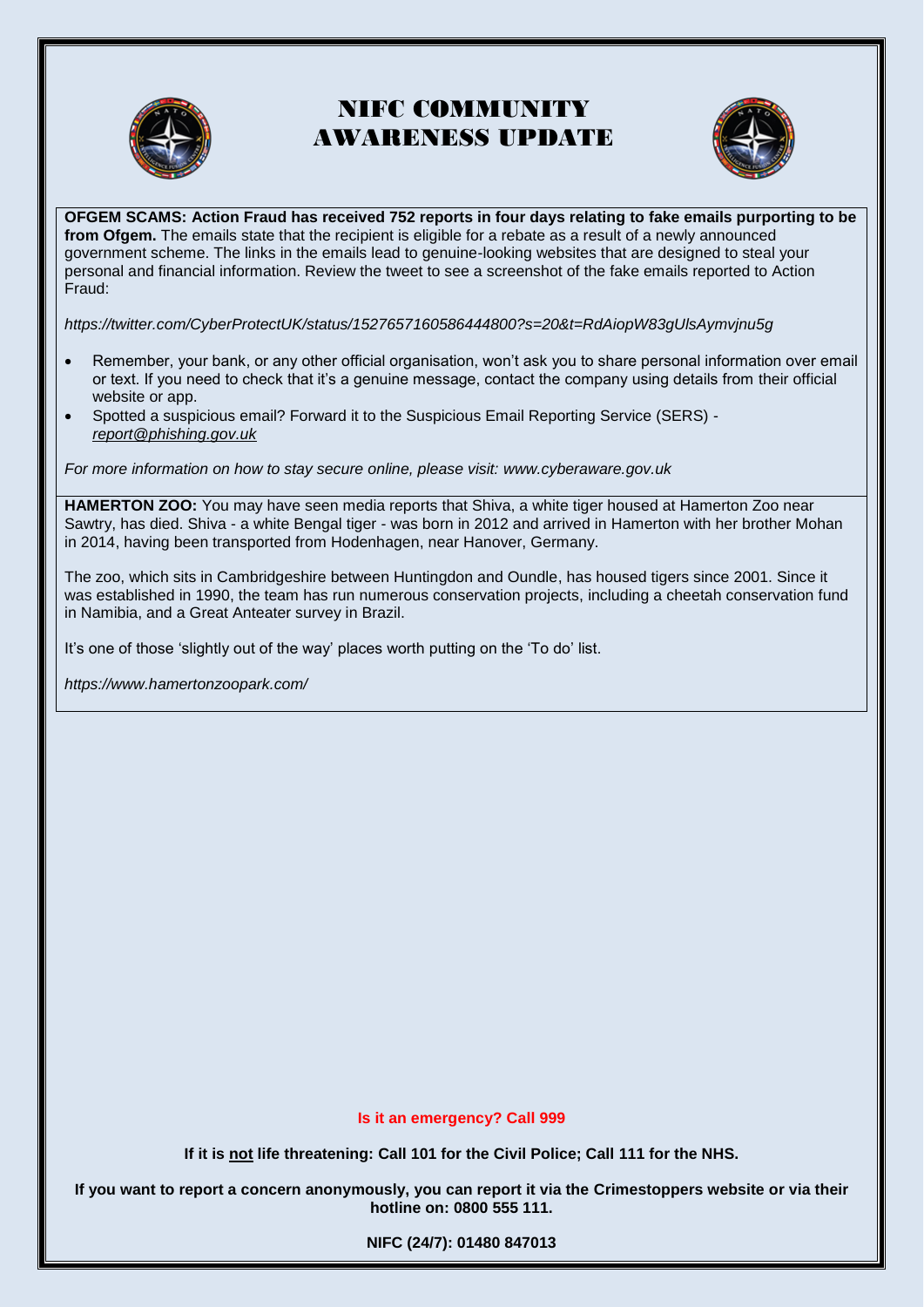# NIFC COMMUNITY AWARENESS UPDATE

**OFGEM SCAMS: Action Fraud has received 752 reports in four days relating to fake emails purporting to be from Ofgem.** The emails state that the recipient is eligible for a rebate as a result of a newly announced government scheme. The links in the emails lead to genuine-looking websites that are designed to steal your personal and financial information. Review the tweet to see a screenshot of the fake emails reported to Action Fraud:

*https://twitter.com/CyberProtectUK/status/1527657160586444800?s=20&t=RdAiopW83gUlsAymvjnu5g*

- Remember, your bank, or any other official organisation, won't ask you to share personal information over email or text. If you need to check that it's a genuine message, contact the company using details from their official website or app.
- Spotted a suspicious email? Forward it to the Suspicious Email Reporting Service (SERS) - *report@phishing.gov.uk*

*For more information on how to stay secure online, please visit: www.cyberaware.gov.uk*

**HAMERTON ZOO:** You may have seen media reports that Shiva, a white tiger housed at Hamerton Zoo near Sawtry, has died. Shiva - a white Bengal tiger - was born in 2012 and arrived in Hamerton with her brother Mohan in 2014, having been transported from Hodenhagen, near Hanover, Germany.

The zoo, which sits in Cambridgeshire between Huntingdon and Oundle, has housed tigers since 2001. Since it was established in 1990, the team has run numerous conservation projects, including a cheetah conservation fund in Namibia, and a Great Anteater survey in Brazil.

It's one of those 'slightly out of the way' places worth putting on the 'To do' list.

*https://www.hamertonzoopark.com/*

**Is it an emergency? Call 999**

**If it is not life threatening: Call 101 for the Civil Police; Call 111 for the NHS.**

**If you want to report a concern anonymously, you can report it via the Crimestoppers website or via their hotline on: 0800 555 111.**

**NIFC (24/7): 01480 847013**